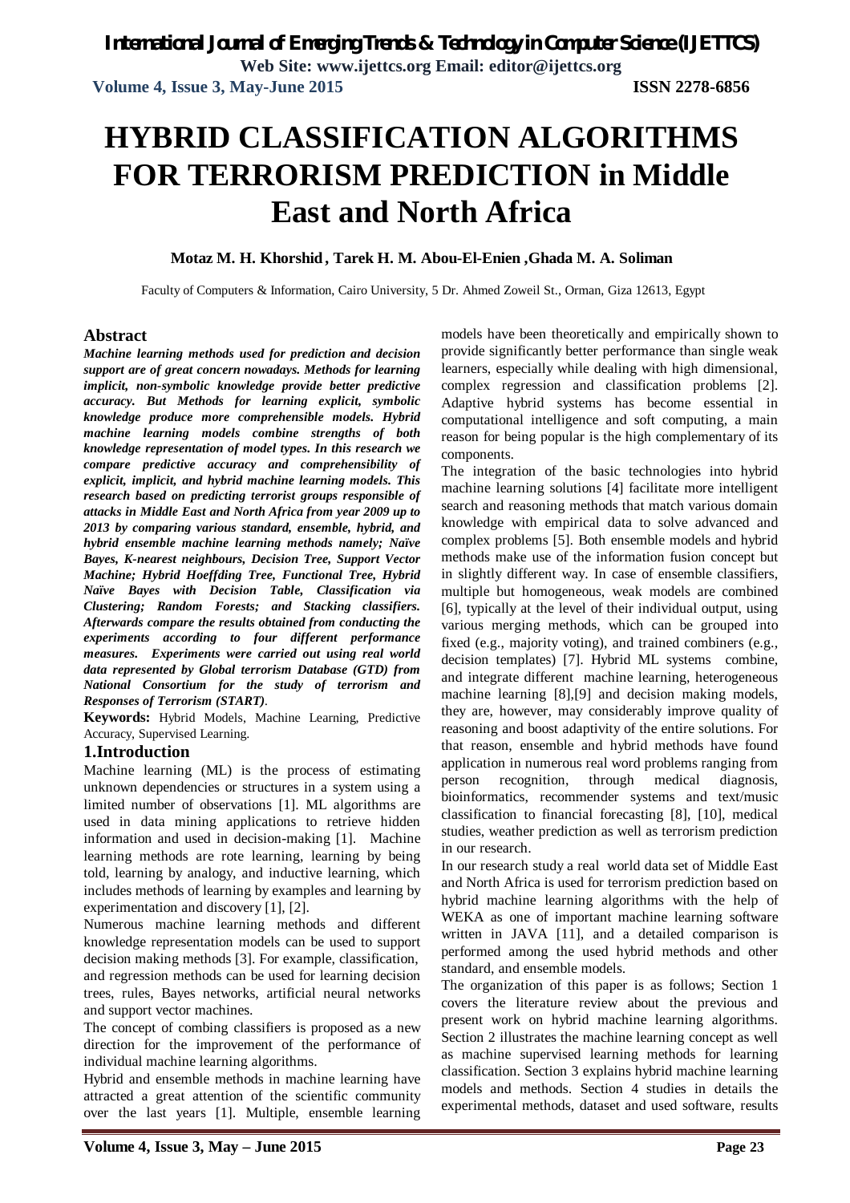# HYBRID CLASSIFICATION ALGORITHMS FOR TERRORISM PREDICTION in Middle East and North Africa

**Motaz M. H. Khorshid , Tarek H. M. Abou-El-Enien ,Ghada M. A. Soliman**

Faculty of Computers & Information, Cairo University, 5 Dr. Ahmed Zoweil St., Orman, Giza 12613, Egypt

## Abstract

***Machine learning methods used for prediction and decision support are of great concern nowadays. Methods for learning implicit, non-symbolic knowledge provide better predictive accuracy. But Methods for learning explicit, symbolic knowledge produce more comprehensible models. Hybrid machine learning models combine strengths of both knowledge representation of model types. In this research we compare predictive accuracy and comprehensibility of explicit, implicit, and hybrid machine learning models. This research based on predicting terrorist groups responsible of attacks in Middle East and North Africa from year 2009 up to 2013 by comparing various standard, ensemble, hybrid, and hybrid ensemble machine learning methods namely; Naïve Bayes, K-nearest neighbours, Decision Tree, Support Vector Machine; Hybrid Hoeffding Tree, Functional Tree, Hybrid Naïve Bayes with Decision Table, Classification via Clustering; Random Forests; and Stacking classifiers. Afterwards compare the results obtained from conducting the experiments according to four different performance measures. Experiments were carried out using real world data represented by Global terrorism Database (GTD) from National Consortium for the study of terrorism and Responses of Terrorism (START).***

**Keywords:** Hybrid Models, Machine Learning, Predictive Accuracy, Supervised Learning.

## 1.Introduction

Machine learning (ML) is the process of estimating unknown dependencies or structures in a system using a limited number of observations [1]. ML algorithms are used in data mining applications to retrieve hidden information and used in decision-making [1]. Machine learning methods are rote learning, learning by being told, learning by analogy, and inductive learning, which includes methods of learning by examples and learning by experimentation and discovery [1], [2].

Numerous machine learning methods and different knowledge representation models can be used to support decision making methods [3]. For example, classification, and regression methods can be used for learning decision trees, rules, Bayes networks, artificial neural networks and support vector machines.

The concept of combing classifiers is proposed as a new direction for the improvement of the performance of individual machine learning algorithms.

Hybrid and ensemble methods in machine learning have attracted a great attention of the scientific community over the last years [1]. Multiple, ensemble learning models have been theoretically and empirically shown to provide significantly better performance than single weak learners, especially while dealing with high dimensional, complex regression and classification problems [2]. Adaptive hybrid systems has become essential in computational intelligence and soft computing, a main reason for being popular is the high complementary of its components.

The integration of the basic technologies into hybrid machine learning solutions [4] facilitate more intelligent search and reasoning methods that match various domain knowledge with empirical data to solve advanced and complex problems [5]. Both ensemble models and hybrid methods make use of the information fusion concept but in slightly different way. In case of ensemble classifiers, multiple but homogeneous, weak models are combined [6], typically at the level of their individual output, using various merging methods, which can be grouped into fixed (e.g., majority voting), and trained combiners (e.g., decision templates) [7]. Hybrid ML systems combine, and integrate different machine learning, heterogeneous machine learning [8],[9] and decision making models, they are, however, may considerably improve quality of reasoning and boost adaptivity of the entire solutions. For that reason, ensemble and hybrid methods have found application in numerous real word problems ranging from person recognition, through medical diagnosis, bioinformatics, recommender systems and text/music classification to financial forecasting [8], [10], medical studies, weather prediction as well as terrorism prediction in our research.

In our research study a real world data set of Middle East and North Africa is used for terrorism prediction based on hybrid machine learning algorithms with the help of WEKA as one of important machine learning software written in JAVA [11], and a detailed comparison is performed among the used hybrid methods and other standard, and ensemble models.

The organization of this paper is as follows; Section 1 covers the literature review about the previous and present work on hybrid machine learning algorithms. Section 2 illustrates the machine learning concept as well as machine supervised learning methods for learning classification. Section 3 explains hybrid machine learning models and methods. Section 4 studies in details the experimental methods, dataset and used software, results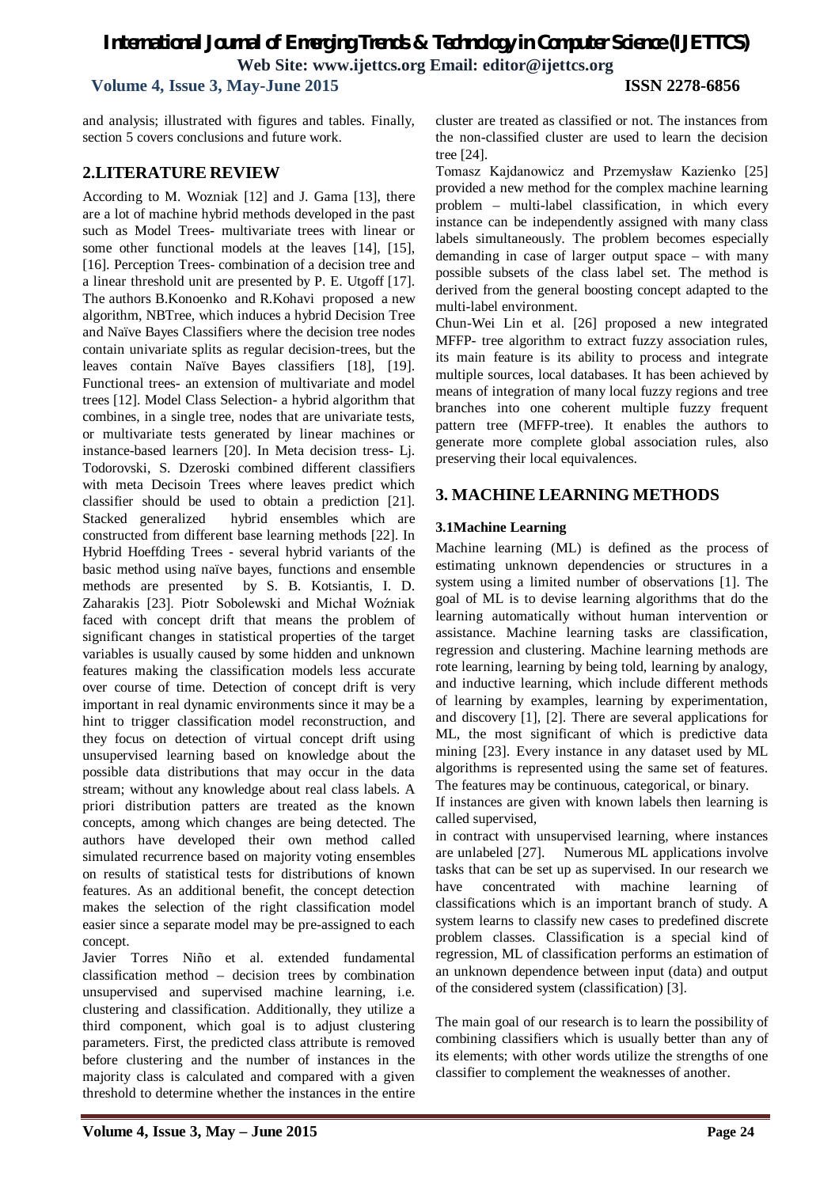and analysis; illustrated with figures and tables. Finally, section 5 covers conclusions and future work.

## 2.LITERATURE REVIEW

According to M. Wozniak [12] and J. Gama [13], there are a lot of machine hybrid methods developed in the past such as Model Trees- multivariate trees with linear or some other functional models at the leaves [14], [15], [16]. Perception Trees- combination of a decision tree and a linear threshold unit are presented by P. E. Utgoff [17]. The authors B.Konoenko and R.Kohavi proposed a new algorithm, NBTree, which induces a hybrid Decision Tree and Naïve Bayes Classifiers where the decision tree nodes contain univariate splits as regular decision-trees, but the leaves contain Naïve Bayes classifiers [18], [19]. Functional trees- an extension of multivariate and model trees [12]. Model Class Selection- a hybrid algorithm that combines, in a single tree, nodes that are univariate tests, or multivariate tests generated by linear machines or instance-based learners [20]. In Meta decision tress- Lj. Todorovski, S. Dzeroski combined different classifiers with meta Decisoin Trees where leaves predict which classifier should be used to obtain a prediction [21]. Stacked generalized hybrid ensembles which are constructed from different base learning methods [22]. In Hybrid Hoeffding Trees - several hybrid variants of the basic method using naïve bayes, functions and ensemble methods are presented by S. B. Kotsiantis, I. D. Zaharakis [23]. Piotr Sobolewski and Michał Woźniak faced with concept drift that means the problem of significant changes in statistical properties of the target variables is usually caused by some hidden and unknown features making the classification models less accurate over course of time. Detection of concept drift is very important in real dynamic environments since it may be a hint to trigger classification model reconstruction, and they focus on detection of virtual concept drift using unsupervised learning based on knowledge about the possible data distributions that may occur in the data stream; without any knowledge about real class labels. A priori distribution patters are treated as the known concepts, among which changes are being detected. The authors have developed their own method called simulated recurrence based on majority voting ensembles on results of statistical tests for distributions of known features. As an additional benefit, the concept detection makes the selection of the right classification model easier since a separate model may be pre-assigned to each concept.

Javier Torres Niño et al. extended fundamental classification method – decision trees by combination unsupervised and supervised machine learning, i.e. clustering and classification. Additionally, they utilize a third component, which goal is to adjust clustering parameters. First, the predicted class attribute is removed before clustering and the number of instances in the majority class is calculated and compared with a given threshold to determine whether the instances in the entire cluster are treated as classified or not. The instances from the non-classified cluster are used to learn the decision tree [24].

Tomasz Kajdanowicz and Przemysław Kazienko [25] provided a new method for the complex machine learning problem – multi-label classification, in which every instance can be independently assigned with many class labels simultaneously. The problem becomes especially demanding in case of larger output space – with many possible subsets of the class label set. The method is derived from the general boosting concept adapted to the multi-label environment.

Chun-Wei Lin et al. [26] proposed a new integrated MFFP- tree algorithm to extract fuzzy association rules, its main feature is its ability to process and integrate multiple sources, local databases. It has been achieved by means of integration of many local fuzzy regions and tree branches into one coherent multiple fuzzy frequent pattern tree (MFFP-tree). It enables the authors to generate more complete global association rules, also preserving their local equivalences.

## 3. MACHINE LEARNING METHODS

### 3.1Machine Learning

Machine learning (ML) is defined as the process of estimating unknown dependencies or structures in a system using a limited number of observations [1]. The goal of ML is to devise learning algorithms that do the learning automatically without human intervention or assistance. Machine learning tasks are classification, regression and clustering. Machine learning methods are rote learning, learning by being told, learning by analogy, and inductive learning, which include different methods of learning by examples, learning by experimentation, and discovery [1], [2]. There are several applications for ML, the most significant of which is predictive data mining [23]. Every instance in any dataset used by ML algorithms is represented using the same set of features. The features may be continuous, categorical, or binary.

If instances are given with known labels then learning is called supervised,

in contract with unsupervised learning, where instances are unlabeled [27]. Numerous ML applications involve tasks that can be set up as supervised. In our research we have concentrated with machine learning of classifications which is an important branch of study. A system learns to classify new cases to predefined discrete problem classes. Classification is a special kind of regression, ML of classification performs an estimation of an unknown dependence between input (data) and output of the considered system (classification) [3].

The main goal of our research is to learn the possibility of combining classifiers which is usually better than any of its elements; with other words utilize the strengths of one classifier to complement the weaknesses of another.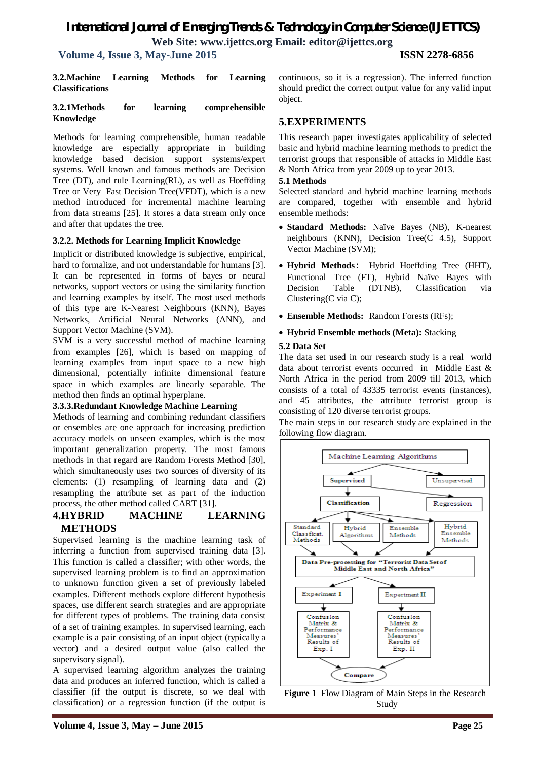### 3.2.Machine Learning Methods for Learning Classifications

#### 3.2.1Methods for learning comprehensible Knowledge

Methods for learning comprehensible, human readable knowledge are especially appropriate in building knowledge based decision support systems/expert systems. Well known and famous methods are Decision Tree (DT), and rule Learning(RL), as well as Hoeffding Tree or Very Fast Decision Tree(VFDT), which is a new method introduced for incremental machine learning from data streams [25]. It stores a data stream only once and after that updates the tree.

#### 3.2.2. Methods for Learning Implicit Knowledge

Implicit or distributed knowledge is subjective, empirical, hard to formalize, and not understandable for humans [3]. It can be represented in forms of bayes or neural networks, support vectors or using the similarity function and learning examples by itself. The most used methods of this type are K-Nearest Neighbours (KNN), Bayes Networks, Artificial Neural Networks (ANN), and Support Vector Machine (SVM).

SVM is a very successful method of machine learning from examples [26], which is based on mapping of learning examples from input space to a new high dimensional, potentially infinite dimensional feature space in which examples are linearly separable. The method then finds an optimal hyperplane.

#### 3.3.3.Redundant Knowledge Machine Learning

Methods of learning and combining redundant classifiers or ensembles are one approach for increasing prediction accuracy models on unseen examples, which is the most important generalization property. The most famous methods in that regard are Random Forests Method [30], which simultaneously uses two sources of diversity of its elements: (1) resampling of learning data and (2) resampling the attribute set as part of the induction process, the other method called CART [31].

## 4.HYBRID MACHINE LEARNING METHODS

Supervised learning is the machine learning task of inferring a function from supervised training data [3]. This function is called a classifier; with other words, the supervised learning problem is to find an approximation to unknown function given a set of previously labeled examples. Different methods explore different hypothesis spaces, use different search strategies and are appropriate for different types of problems. The training data consist of a set of training examples. In supervised learning, each example is a pair consisting of an input object (typically a vector) and a desired output value (also called the supervisory signal).

A supervised learning algorithm analyzes the training data and produces an inferred function, which is called a classifier (if the output is discrete, so we deal with classification) or a regression function (if the output is continuous, so it is a regression). The inferred function should predict the correct output value for any valid input object.

## 5.EXPERIMENTS

This research paper investigates applicability of selected basic and hybrid machine learning methods to predict the terrorist groups that responsible of attacks in Middle East & North Africa from year 2009 up to year 2013.

### 5.1 Methods

Selected standard and hybrid machine learning methods are compared, together with ensemble and hybrid ensemble methods:

- **Standard Methods:** Naïve Bayes (NB), K-nearest neighbours (KNN), Decision Tree(C 4.5), Support Vector Machine (SVM);
- **Hybrid Methods**: Hybrid Hoeffding Tree (HHT), Functional Tree (FT), Hybrid Naïve Bayes with Decision Table (DTNB), Classification via Clustering(C via C);
- **Ensemble Methods:** Random Forests (RFs);
- **Hybrid Ensemble methods (Meta):** Stacking

### 5.2 Data Set

The data set used in our research study is a real world data about terrorist events occurred in Middle East & North Africa in the period from 2009 till 2013, which consists of a total of 43335 terrorist events (instances), and 45 attributes, the attribute terrorist group is consisting of 120 diverse terrorist groups.

The main steps in our research study are explained in the following flow diagram.

Machine Learning Algorithms → Supervised / Unsupervised; Supervised → Classification / Regression; Classification → Standard Classficat. Methods, Hybrid Algorithms, Ensemble Methods, Hybrid Ensemble Methods → Data Pre-processing for "Terrorist Data Set of Middle East and North Africa" → Experiment I / Experiment II → Confusion Matrix & Performance Measures' Results of Exp. I / Confusion Matrix & Performance Measures' Results of Exp. II → Compare

**Figure 1** Flow Diagram of Main Steps in the Research Study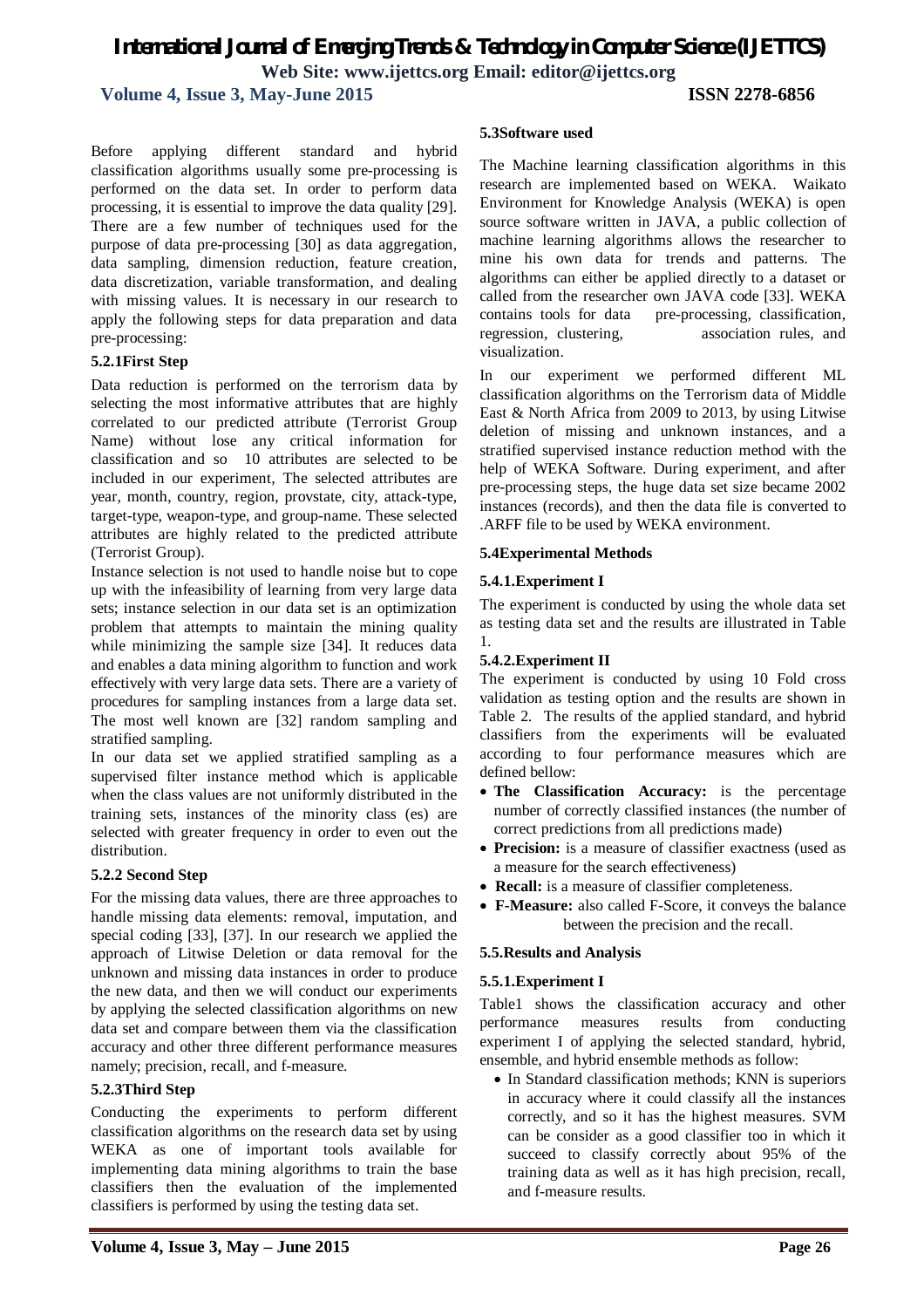Before applying different standard and hybrid classification algorithms usually some pre-processing is performed on the data set. In order to perform data processing, it is essential to improve the data quality [29]. There are a few number of techniques used for the purpose of data pre-processing [30] as data aggregation, data sampling, dimension reduction, feature creation, data discretization, variable transformation, and dealing with missing values. It is necessary in our research to apply the following steps for data preparation and data pre-processing:

#### 5.2.1First Step

Data reduction is performed on the terrorism data by selecting the most informative attributes that are highly correlated to our predicted attribute (Terrorist Group Name) without lose any critical information for classification and so 10 attributes are selected to be included in our experiment, The selected attributes are year, month, country, region, provstate, city, attack-type, target-type, weapon-type, and group-name. These selected attributes are highly related to the predicted attribute (Terrorist Group).

Instance selection is not used to handle noise but to cope up with the infeasibility of learning from very large data sets; instance selection in our data set is an optimization problem that attempts to maintain the mining quality while minimizing the sample size [34]. It reduces data and enables a data mining algorithm to function and work effectively with very large data sets. There are a variety of procedures for sampling instances from a large data set. The most well known are [32] random sampling and stratified sampling.

In our data set we applied stratified sampling as a supervised filter instance method which is applicable when the class values are not uniformly distributed in the training sets, instances of the minority class (es) are selected with greater frequency in order to even out the distribution.

#### 5.2.2 Second Step

For the missing data values, there are three approaches to handle missing data elements: removal, imputation, and special coding [33], [37]. In our research we applied the approach of Litwise Deletion or data removal for the unknown and missing data instances in order to produce the new data, and then we will conduct our experiments by applying the selected classification algorithms on new data set and compare between them via the classification accuracy and other three different performance measures namely; precision, recall, and f-measure.

#### 5.2.3Third Step

Conducting the experiments to perform different classification algorithms on the research data set by using WEKA as one of important tools available for implementing data mining algorithms to train the base classifiers then the evaluation of the implemented classifiers is performed by using the testing data set.

### 5.3Software used

The Machine learning classification algorithms in this research are implemented based on WEKA. Waikato Environment for Knowledge Analysis (WEKA) is open source software written in JAVA, a public collection of machine learning algorithms allows the researcher to mine his own data for trends and patterns. The algorithms can either be applied directly to a dataset or called from the researcher own JAVA code [33]. WEKA contains tools for data pre-processing, classification, regression, clustering, association rules, and visualization.

In our experiment we performed different ML classification algorithms on the Terrorism data of Middle East & North Africa from 2009 to 2013, by using Litwise deletion of missing and unknown instances, and a stratified supervised instance reduction method with the help of WEKA Software. During experiment, and after pre-processing steps, the huge data set size became 2002 instances (records), and then the data file is converted to .ARFF file to be used by WEKA environment.

### 5.4Experimental Methods

#### 5.4.1.Experiment I

The experiment is conducted by using the whole data set as testing data set and the results are illustrated in Table 1.

#### 5.4.2.Experiment II

The experiment is conducted by using 10 Fold cross validation as testing option and the results are shown in Table 2. The results of the applied standard, and hybrid classifiers from the experiments will be evaluated according to four performance measures which are defined bellow:

- **The Classification Accuracy:** is the percentage number of correctly classified instances (the number of correct predictions from all predictions made)
- **Precision:** is a measure of classifier exactness (used as a measure for the search effectiveness)
- **Recall:** is a measure of classifier completeness.
- **F-Measure:** also called F-Score, it conveys the balance between the precision and the recall.

### 5.5.Results and Analysis

#### 5.5.1.Experiment I

Table1 shows the classification accuracy and other performance measures results from conducting experiment I of applying the selected standard, hybrid, ensemble, and hybrid ensemble methods as follow:

- In Standard classification methods; KNN is superiors in accuracy where it could classify all the instances correctly, and so it has the highest measures. SVM can be consider as a good classifier too in which it succeed to classify correctly about 95% of the training data as well as it has high precision, recall, and f-measure results.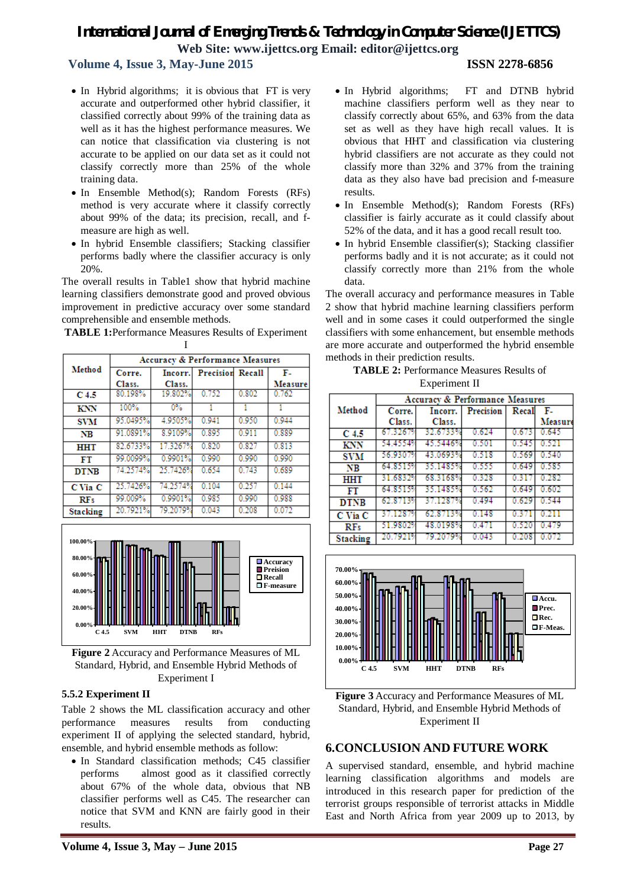- In Hybrid algorithms; it is obvious that FT is very accurate and outperformed other hybrid classifier, it classified correctly about 99% of the training data as well as it has the highest performance measures. We can notice that classification via clustering is not accurate to be applied on our data set as it could not classify correctly more than 25% of the whole training data.
- In Ensemble Method(s); Random Forests (RFs) method is very accurate where it classify correctly about 99% of the data; its precision, recall, and f-measure are high as well.
- In hybrid Ensemble classifiers; Stacking classifier performs badly where the classifier accuracy is only 20%.

The overall results in Table1 show that hybrid machine learning classifiers demonstrate good and proved obvious improvement in predictive accuracy over some standard comprehensible and ensemble methods.

**TABLE 1:** Performance Measures Results of Experiment I

| Method | Accuracy & Performance Measures | | | | |
|---|---|---|---|---|---|
| | Corre. Class. | Incorr. Class. | Precision | Recall | F-Measure |
| C 4.5 | 80.198% | 19.802% | 0.752 | 0.802 | 0.762 |
| KNN | 100% | 0% | 1 | 1 | 1 |
| SVM | 95.0495% | 4.9505% | 0.941 | 0.950 | 0.944 |
| NB | 91.0891% | 8.9109% | 0.895 | 0.911 | 0.889 |
| HHT | 82.6733% | 17.3267% | 0.820 | 0.827 | 0.813 |
| FT | 99.0099% | 0.9901% | 0.990 | 0.990 | 0.990 |
| DTNB | 74.2574% | 25.7426% | 0.654 | 0.743 | 0.689 |
| C Via C | 25.7426% | 74.2574% | 0.104 | 0.257 | 0.144 |
| RFs | 99.009% | 0.9901% | 0.985 | 0.990 | 0.988 |
| Stacking | 20.7921% | 79.2079% | 0.043 | 0.208 | 0.072 |

**Figure 2** Accuracy and Performance Measures of ML Standard, Hybrid, and Ensemble Hybrid Methods of Experiment I

### 5.5.2 Experiment II

Table 2 shows the ML classification accuracy and other performance measures results from conducting experiment II of applying the selected standard, hybrid, ensemble, and hybrid ensemble methods as follow:

- In Standard classification methods; C45 classifier performs almost good as it classified correctly about 67% of the whole data, obvious that NB classifier performs well as C45. The researcher can notice that SVM and KNN are fairly good in their results.
- In Hybrid algorithms; FT and DTNB hybrid machine classifiers perform well as they near to classify correctly about 65%, and 63% from the data set as well as they have high recall values. It is obvious that HHT and classification via clustering hybrid classifiers are not accurate as they could not classify more than 32% and 37% from the training data as they also have bad precision and f-measure results.
- In Ensemble Method(s); Random Forests (RFs) classifier is fairly accurate as it could classify about 52% of the data, and it has a good recall result too.
- In hybrid Ensemble classifier(s); Stacking classifier performs badly and it is not accurate; as it could not classify correctly more than 21% from the whole data.

The overall accuracy and performance measures in Table 2 show that hybrid machine learning classifiers perform well and in some cases it could outperformed the single classifiers with some enhancement, but ensemble methods are more accurate and outperformed the hybrid ensemble methods in their prediction results.

**TABLE 2:** Performance Measures Results of Experiment II

| Method | Accuracy & Performance Measures | | | | |
|---|---|---|---|---|---|
| | Corre. Class. | Incorr. Class. | Precision | Recall | F-Measure |
| C 4.5 | 67.3267% | 32.6733% | 0.624 | 0.673 | 0.645 |
| KNN | 54.4554% | 45.5446% | 0.501 | 0.545 | 0.521 |
| SVM | 56.9307% | 43.0693% | 0.518 | 0.569 | 0.540 |
| NB | 64.8515% | 35.1485% | 0.555 | 0.649 | 0.585 |
| HHT | 31.6832% | 68.3168% | 0.328 | 0.317 | 0.282 |
| FT | 64.8515% | 35.1485% | 0.562 | 0.649 | 0.602 |
| DTNB | 62.8713% | 37.1287% | 0.494 | 0.629 | 0.544 |
| C Via C | 37.1287% | 62.8713% | 0.148 | 0.371 | 0.211 |
| RFs | 51.9802% | 48.0198% | 0.471 | 0.520 | 0.479 |
| Stacking | 20.7921% | 79.2079% | 0.043 | 0.208 | 0.072 |

**Figure 3** Accuracy and Performance Measures of ML Standard, Hybrid, and Ensemble Hybrid Methods of Experiment II

## 6.CONCLUSION AND FUTURE WORK

A supervised standard, ensemble, and hybrid machine learning classification algorithms and models are introduced in this research paper for prediction of the terrorist groups responsible of terrorist attacks in Middle East and North Africa from year 2009 up to 2013, by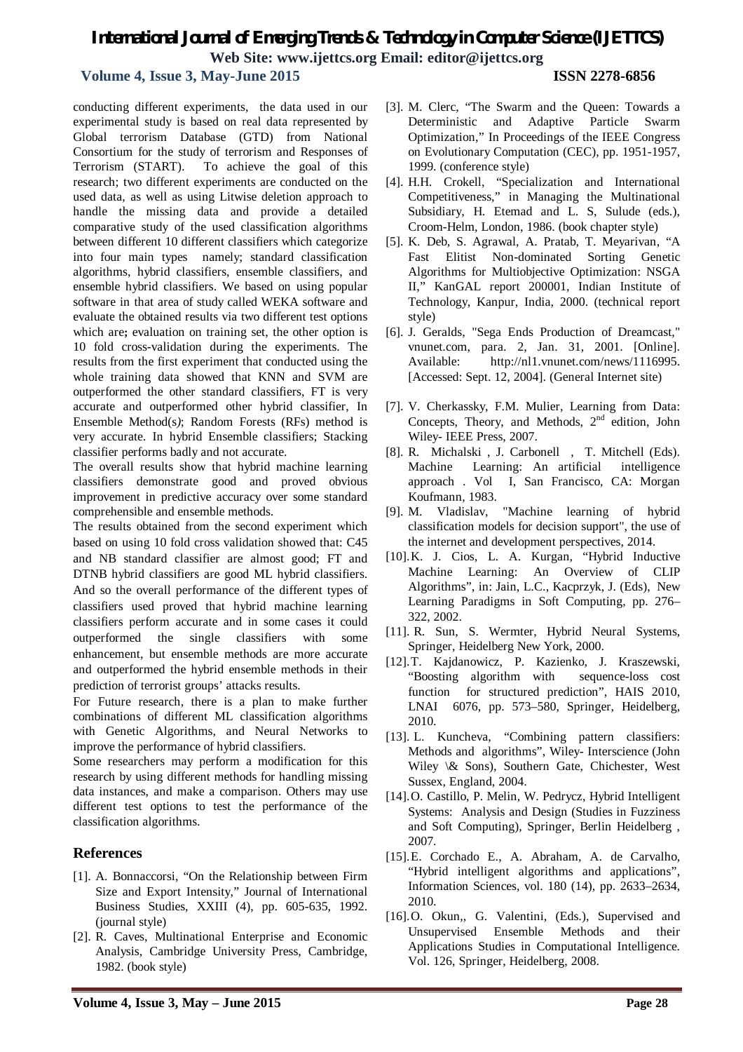conducting different experiments, the data used in our experimental study is based on real data represented by Global terrorism Database (GTD) from National Consortium for the study of terrorism and Responses of Terrorism (START). To achieve the goal of this research; two different experiments are conducted on the used data, as well as using Litwise deletion approach to handle the missing data and provide a detailed comparative study of the used classification algorithms between different 10 different classifiers which categorize into four main types namely; standard classification algorithms, hybrid classifiers, ensemble classifiers, and ensemble hybrid classifiers. We based on using popular software in that area of study called WEKA software and evaluate the obtained results via two different test options which are**;** evaluation on training set, the other option is 10 fold cross-validation during the experiments. The results from the first experiment that conducted using the whole training data showed that KNN and SVM are outperformed the other standard classifiers, FT is very accurate and outperformed other hybrid classifier, In Ensemble Method(s*)*; Random Forests (RFs) method is very accurate. In hybrid Ensemble classifiers; Stacking classifier performs badly and not accurate.

The overall results show that hybrid machine learning classifiers demonstrate good and proved obvious improvement in predictive accuracy over some standard comprehensible and ensemble methods.

The results obtained from the second experiment which based on using 10 fold cross validation showed that: C45 and NB standard classifier are almost good; FT and DTNB hybrid classifiers are good ML hybrid classifiers. And so the overall performance of the different types of classifiers used proved that hybrid machine learning classifiers perform accurate and in some cases it could outperformed the single classifiers with some enhancement, but ensemble methods are more accurate and outperformed the hybrid ensemble methods in their prediction of terrorist groups' attacks results.

For Future research, there is a plan to make further combinations of different ML classification algorithms with Genetic Algorithms, and Neural Networks to improve the performance of hybrid classifiers.

Some researchers may perform a modification for this research by using different methods for handling missing data instances, and make a comparison. Others may use different test options to test the performance of the classification algorithms.

## References

[1]. A. Bonnaccorsi, "On the Relationship between Firm Size and Export Intensity," Journal of International Business Studies, XXIII (4), pp. 605-635, 1992. (journal style)

[2]. R. Caves, Multinational Enterprise and Economic Analysis, Cambridge University Press, Cambridge, 1982. (book style)

[3]. M. Clerc, "The Swarm and the Queen: Towards a Deterministic and Adaptive Particle Swarm Optimization," In Proceedings of the IEEE Congress on Evolutionary Computation (CEC), pp. 1951-1957, 1999. (conference style)

[4]. H.H. Crokell, "Specialization and International Competitiveness," in Managing the Multinational Subsidiary, H. Etemad and L. S, Sulude (eds.), Croom-Helm, London, 1986. (book chapter style)

[5]. K. Deb, S. Agrawal, A. Pratab, T. Meyarivan, "A Fast Elitist Non-dominated Sorting Genetic Algorithms for Multiobjective Optimization: NSGA II," KanGAL report 200001, Indian Institute of Technology, Kanpur, India, 2000. (technical report style)

[6]. J. Geralds, "Sega Ends Production of Dreamcast," vnunet.com, para. 2, Jan. 31, 2001. [Online]. Available: http://nl1.vnunet.com/news/1116995. [Accessed: Sept. 12, 2004]. (General Internet site)

[7]. V. Cherkassky, F.M. Mulier, Learning from Data: Concepts, Theory, and Methods, 2nd edition, John Wiley- IEEE Press, 2007.

[8]. R. Michalski , J. Carbonell , T. Mitchell (Eds). Machine Learning: An artificial intelligence approach . Vol I, San Francisco, CA: Morgan Koufmann, 1983.

[9]. M. Vladislav, "Machine learning of hybrid classification models for decision support", the use of the internet and development perspectives, 2014.

[10]. K. J. Cios, L. A. Kurgan, "Hybrid Inductive Machine Learning: An Overview of CLIP Algorithms", in: Jain, L.C., Kacprzyk, J. (Eds), New Learning Paradigms in Soft Computing, pp. 276–322, 2002.

[11]. R. Sun, S. Wermter, Hybrid Neural Systems, Springer, Heidelberg New York, 2000.

[12]. T. Kajdanowicz, P. Kazienko, J. Kraszewski, "Boosting algorithm with sequence-loss cost function for structured prediction", HAIS 2010, LNAI 6076, pp. 573–580, Springer, Heidelberg, 2010.

[13]. L. Kuncheva, "Combining pattern classifiers: Methods and algorithms", Wiley- Interscience (John Wiley \& Sons), Southern Gate, Chichester, West Sussex, England, 2004.

[14]. O. Castillo, P. Melin, W. Pedrycz, Hybrid Intelligent Systems: Analysis and Design (Studies in Fuzziness and Soft Computing), Springer, Berlin Heidelberg , 2007.

[15]. E. Corchado E., A. Abraham, A. de Carvalho, "Hybrid intelligent algorithms and applications", Information Sciences, vol. 180 (14), pp. 2633–2634, 2010.

[16]. O. Okun,, G. Valentini, (Eds.), Supervised and Unsupervised Ensemble Methods and their Applications Studies in Computational Intelligence. Vol. 126, Springer, Heidelberg, 2008.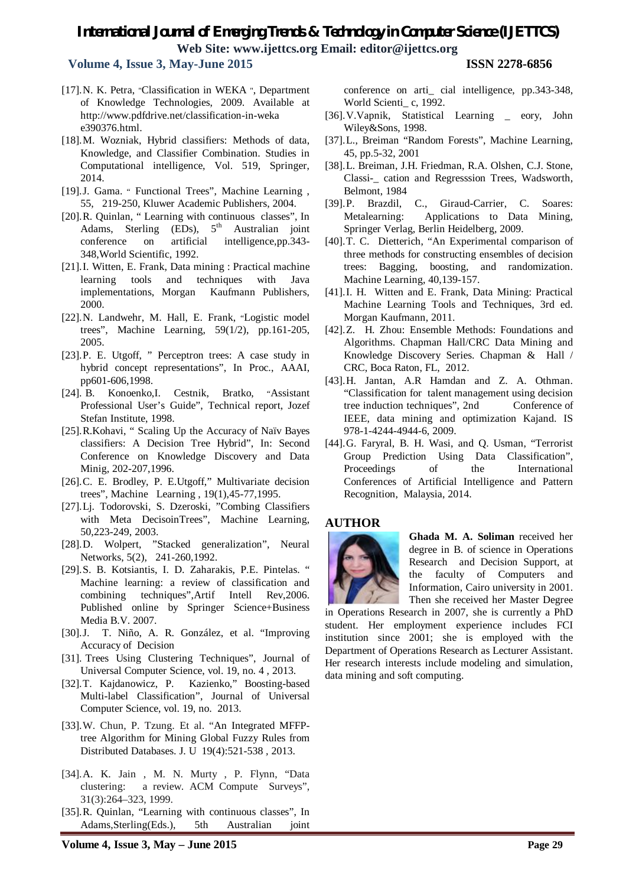[17]. N. K. Petra, "Classification in WEKA ", Department of Knowledge Technologies, 2009. Available at http://www.pdfdrive.net/classification-in-weka e390376.html.

[18]. M. Wozniak, Hybrid classifiers: Methods of data, Knowledge, and Classifier Combination. Studies in Computational intelligence, Vol. 519, Springer, 2014.

[19]. J. Gama. " Functional Trees", Machine Learning , 55, 219-250, Kluwer Academic Publishers, 2004.

[20]. R. Quinlan, " Learning with continuous classes", In Adams, Sterling (EDs), 5th Australian joint conference on artificial intelligence,pp.343-348,World Scientific, 1992.

[21]. I. Witten, E. Frank, Data mining : Practical machine learning tools and techniques with Java implementations, Morgan Kaufmann Publishers, 2000.

[22]. N. Landwehr, M. Hall, E. Frank, "Logistic model trees", Machine Learning, 59(1/2), pp.161-205, 2005.

[23]. P. E. Utgoff, " Perceptron trees: A case study in hybrid concept representations", In Proc., AAAI, pp601-606,1998.

[24]. B. Konoenko,I. Cestnik, Bratko, "Assistant Professional User's Guide", Technical report, Jozef Stefan Institute, 1998.

[25]. R.Kohavi, " Scaling Up the Accuracy of Naïv Bayes classifiers: A Decision Tree Hybrid", In: Second Conference on Knowledge Discovery and Data Minig, 202-207,1996.

[26]. C. E. Brodley, P. E.Utgoff," Multivariate decision trees", Machine Learning , 19(1),45-77,1995.

[27]. Lj. Todorovski, S. Dzeroski, "Combing Classifiers with Meta DecisoinTrees", Machine Learning, 50,223-249, 2003.

[28]. D. Wolpert, "Stacked generalization", Neural Networks, 5(2), 241-260,1992.

[29]. S. B. Kotsiantis, I. D. Zaharakis, P.E. Pintelas. " Machine learning: a review of classification and combining techniques",Artif Intell Rev,2006. Published online by Springer Science+Business Media B.V. 2007.

[30]. J. T. Niño, A. R. González, et al. "Improving Accuracy of Decision

[31]. Trees Using Clustering Techniques", Journal of Universal Computer Science, vol. 19, no. 4 , 2013.

[32]. T. Kajdanowicz, P. Kazienko," Boosting-based Multi-label Classification", Journal of Universal Computer Science, vol. 19, no. 2013.

[33]. W. Chun, P. Tzung. Et al. "An Integrated MFFP-tree Algorithm for Mining Global Fuzzy Rules from Distributed Databases. J. U 19(4):521-538 , 2013.

[34]. A. K. Jain , M. N. Murty , P. Flynn, "Data clustering: a review. ACM Compute Surveys", 31(3):264–323, 1999.

[35]. R. Quinlan, "Learning with continuous classes", In Adams,Sterling(Eds.), 5th Australian joint conference on arti_ cial intelligence, pp.343-348, World Scienti_ c, 1992.

[36]. V.Vapnik, Statistical Learning _ eory, John Wiley&Sons, 1998.

[37]. L., Breiman "Random Forests", Machine Learning, 45, pp.5-32, 2001

[38]. L. Breiman, J.H. Friedman, R.A. Olshen, C.J. Stone, Classi-_ cation and Regresssion Trees, Wadsworth, Belmont, 1984

[39]. P. Brazdil, C., Giraud-Carrier, C. Soares: Metalearning: Applications to Data Mining, Springer Verlag, Berlin Heidelberg, 2009.

[40]. T. C. Dietterich, "An Experimental comparison of three methods for constructing ensembles of decision trees: Bagging, boosting, and randomization. Machine Learning, 40,139-157.

[41]. I. H. Witten and E. Frank, Data Mining: Practical Machine Learning Tools and Techniques, 3rd ed. Morgan Kaufmann, 2011.

[42]. Z. H. Zhou: Ensemble Methods: Foundations and Algorithms. Chapman Hall/CRC Data Mining and Knowledge Discovery Series. Chapman & Hall / CRC, Boca Raton, FL, 2012.

[43]. H. Jantan, A.R Hamdan and Z. A. Othman. "Classification for talent management using decision tree induction techniques", 2nd Conference of IEEE, data mining and optimization Kajand. IS 978-1-4244-4944-6, 2009.

[44]. G. Faryral, B. H. Wasi, and Q. Usman, "Terrorist Group Prediction Using Data Classification", Proceedings of the International Conferences of Artificial Intelligence and Pattern Recognition, Malaysia, 2014.

## AUTHOR

**Ghada M. A. Soliman** received her degree in B. of science in Operations Research and Decision Support, at the faculty of Computers and Information, Cairo university in 2001. Then she received her Master Degree in Operations Research in 2007, she is currently a PhD student. Her employment experience includes FCI institution since 2001; she is employed with the Department of Operations Research as Lecturer Assistant. Her research interests include modeling and simulation, data mining and soft computing.